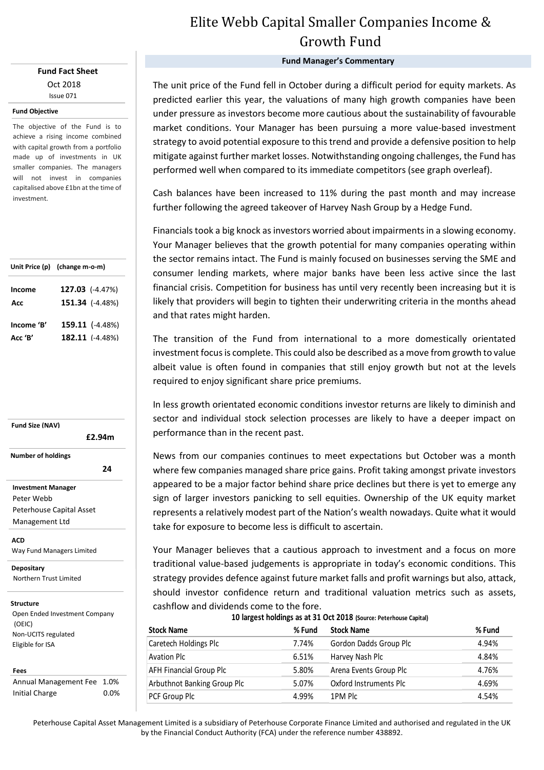# Elite Webb Capital Smaller Companies Income & Growth Fund

**Fund Fact Sheet**

Oct 2018

Issue 071

**Fund Objective**

The objective of the Fund is to achieve a rising income combined with capital growth from a portfolio made up of investments in UK smaller companies. The managers will not invest in companies capitalised above £1bn at the time of investment.

| Unit Price (p) | (change m-o-m) |
|---|---|
| **Income** | **127.03** (-4.47%) |
| **Acc** | **151.34** (-4.48%) |
| **Income 'B'** | **159.11** (-4.48%) |
| **Acc 'B'** | **182.11** (-4.48%) |

**Fund Size (NAV)**

**£2.94m**

**Number of holdings**

**24**

**Investment Manager**

Peter Webb

Peterhouse Capital Asset Management Ltd

**ACD**

Way Fund Managers Limited

**Depositary**

Northern Trust Limited

**Structure**

Open Ended Investment Company (OEIC)

Non-UCITS regulated

Eligible for ISA

**Fees**

| | |
|---|---|
| Annual Management Fee | 1.0% |
| Initial Charge | 0.0% |

## Fund Manager's Commentary

The unit price of the Fund fell in October during a difficult period for equity markets. As predicted earlier this year, the valuations of many high growth companies have been under pressure as investors become more cautious about the sustainability of favourable market conditions. Your Manager has been pursuing a more value-based investment strategy to avoid potential exposure to this trend and provide a defensive position to help mitigate against further market losses. Notwithstanding ongoing challenges, the Fund has performed well when compared to its immediate competitors (see graph overleaf).

Cash balances have been increased to 11% during the past month and may increase further following the agreed takeover of Harvey Nash Group by a Hedge Fund.

Financials took a big knock as investors worried about impairments in a slowing economy. Your Manager believes that the growth potential for many companies operating within the sector remains intact. The Fund is mainly focused on businesses serving the SME and consumer lending markets, where major banks have been less active since the last financial crisis. Competition for business has until very recently been increasing but it is likely that providers will begin to tighten their underwriting criteria in the months ahead and that rates might harden.

The transition of the Fund from international to a more domestically orientated investment focus is complete. This could also be described as a move from growth to value albeit value is often found in companies that still enjoy growth but not at the levels required to enjoy significant share price premiums.

In less growth orientated economic conditions investor returns are likely to diminish and sector and individual stock selection processes are likely to have a deeper impact on performance than in the recent past.

News from our companies continues to meet expectations but October was a month where few companies managed share price gains. Profit taking amongst private investors appeared to be a major factor behind share price declines but there is yet to emerge any sign of larger investors panicking to sell equities. Ownership of the UK equity market represents a relatively modest part of the Nation's wealth nowadays. Quite what it would take for exposure to become less is difficult to ascertain.

Your Manager believes that a cautious approach to investment and a focus on more traditional value-based judgements is appropriate in today's economic conditions. This strategy provides defence against future market falls and profit warnings but also, attack, should investor confidence return and traditional valuation metrics such as assets, cashflow and dividends come to the fore.

**10 largest holdings as at 31 Oct 2018** (Source: Peterhouse Capital)

| Stock Name | % Fund | Stock Name | % Fund |
|---|---|---|---|
| Caretech Holdings Plc | 7.74% | Gordon Dadds Group Plc | 4.94% |
| Avation Plc | 6.51% | Harvey Nash Plc | 4.84% |
| AFH Financial Group Plc | 5.80% | Arena Events Group Plc | 4.76% |
| Arbuthnot Banking Group Plc | 5.07% | Oxford Instruments Plc | 4.69% |
| PCF Group Plc | 4.99% | 1PM Plc | 4.54% |

Peterhouse Capital Asset Management Limited is a subsidiary of Peterhouse Corporate Finance Limited and authorised and regulated in the UK by the Financial Conduct Authority (FCA) under the reference number 438892.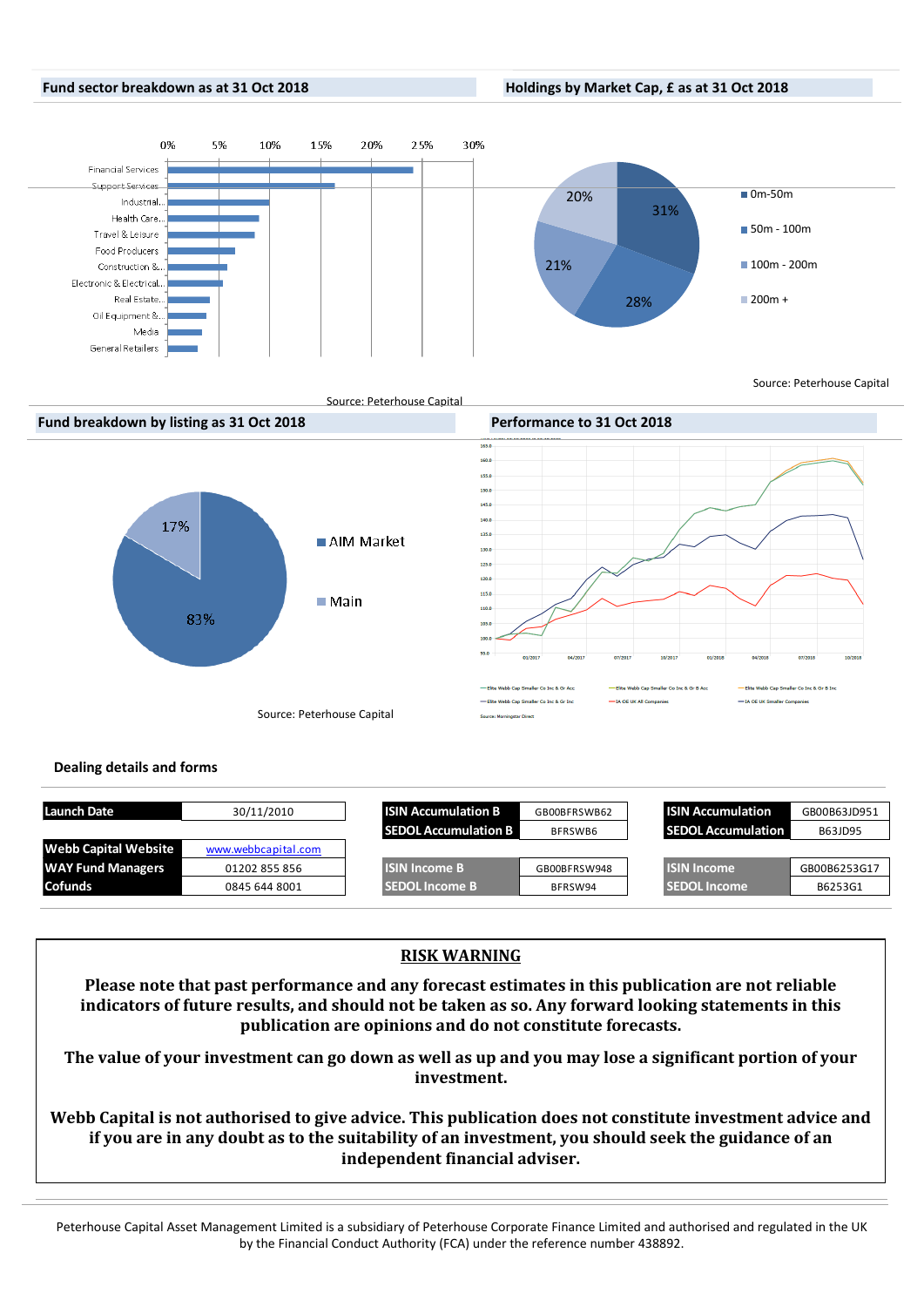## Fund sector breakdown as at 31 Oct 2018

0% 5% 10% 15% 20% 25% 30%

Financial Services
Support Services
Industrial...
Health Care...
Travel & Leisure
Food Producers
Construction &...
Electronic & Electrical...
Real Estate...
Oil Equipment &...
Media
General Retailers

Source: Peterhouse Capital

## Holdings by Market Cap, £ as at 31 Oct 2018

31%
28%
21%
20%

0m-50m
50m - 100m
100m - 200m
200m +

Source: Peterhouse Capital

## Fund breakdown by listing as 31 Oct 2018

83%
17%

AIM Market
Main

Source: Peterhouse Capital

## Performance to 31 Oct 2018

165.0
160.0
155.0
150.0
145.0
140.0
135.0
130.0
125.0
120.0
115.0
110.0
105.0
100.0
95.0

01/2017 04/2017 07/2017 10/2017 01/2018 04/2018 07/2018 10/2018

Elite Webb Cap Smaller Co Inc & Gr Acc
Elite Webb Cap Smaller Co Inc & Gr B Acc
Elite Webb Cap Smaller Co Inc & Gr B Inc
Elite Webb Cap Smaller Co Inc & Gr Inc
IA OE UK All Companies
IA OE UK Smaller Companies

Source: Morningstar Direct

### Dealing details and forms

| | |
|---|---|
| **Launch Date** | 30/11/2010 |
| **Webb Capital Website** | www.webbcapital.com |
| **WAY Fund Managers** | 01202 855 856 |
| **Cofunds** | 0845 644 8001 |

| | |
|---|---|
| **ISIN Accumulation B** | GB00BFRSWB62 |
| **SEDOL Accumulation B** | BFRSWB6 |
| **ISIN Income B** | GB00BFRSW948 |
| **SEDOL Income B** | BFRSW94 |

| | |
|---|---|
| **ISIN Accumulation** | GB00B63JD951 |
| **SEDOL Accumulation** | B63JD95 |
| **ISIN Income** | GB00B6253G17 |
| **SEDOL Income** | B6253G1 |

## RISK WARNING

**Please note that past performance and any forecast estimates in this publication are not reliable indicators of future results, and should not be taken as so. Any forward looking statements in this publication are opinions and do not constitute forecasts.**

**The value of your investment can go down as well as up and you may lose a significant portion of your investment.**

**Webb Capital is not authorised to give advice. This publication does not constitute investment advice and if you are in any doubt as to the suitability of an investment, you should seek the guidance of an independent financial adviser.**

Peterhouse Capital Asset Management Limited is a subsidiary of Peterhouse Corporate Finance Limited and authorised and regulated in the UK by the Financial Conduct Authority (FCA) under the reference number 438892.